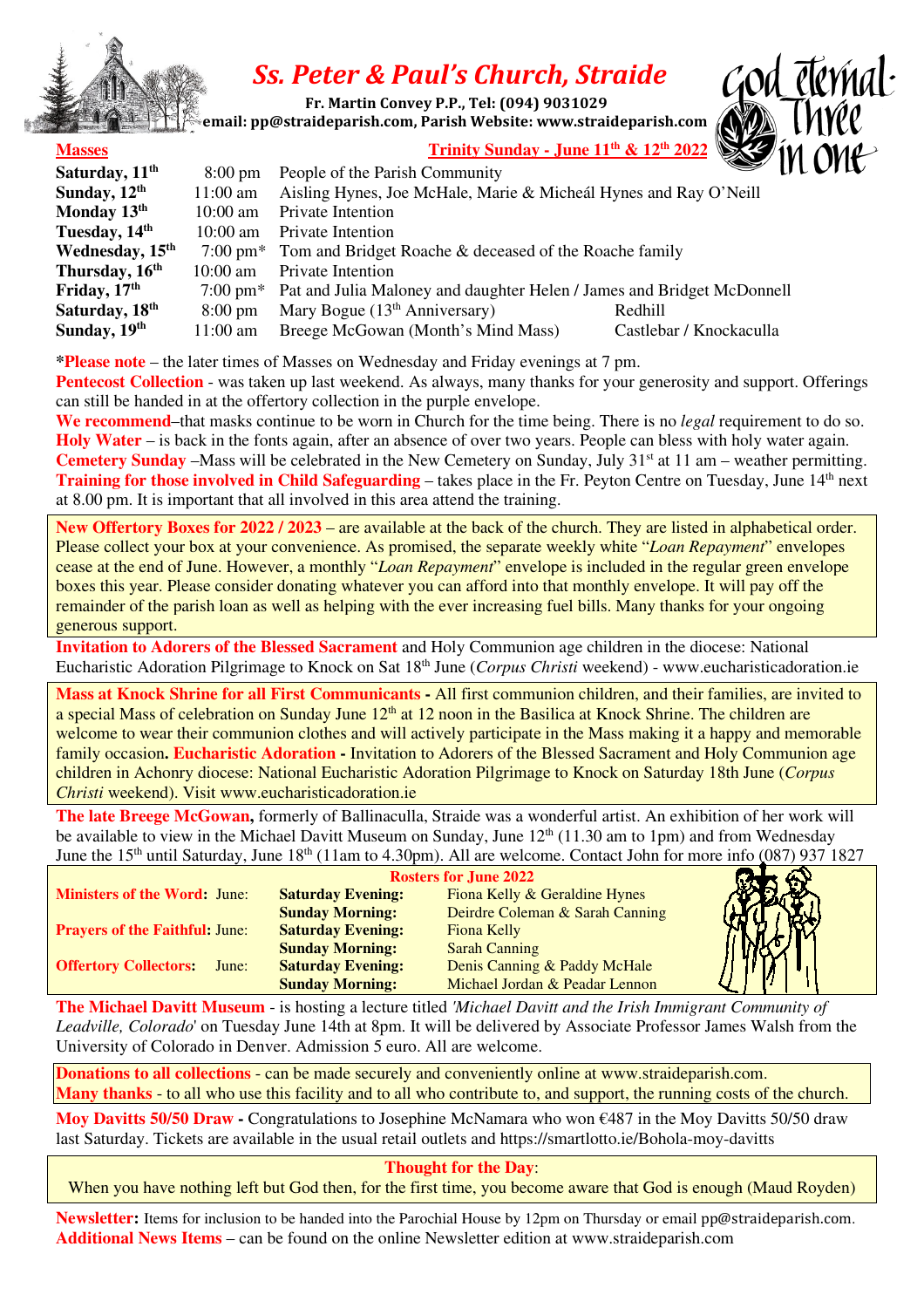# Ss. Peter & Paul's Church, Straide

**Fr. Martin Convey P.P., Tel: (094) 9031029**
**email: pp@straideparish.com, Parish Website: www.straideparish.com**

God eternal · Three in One

**Masses** — **Trinity Sunday - June 11th & 12th 2022**

| | | | |
|---|---|---|---|
| **Saturday, 11th** | 8:00 pm | People of the Parish Community | |
| **Sunday, 12th** | 11:00 am | Aisling Hynes, Joe McHale, Marie & Micheál Hynes and Ray O'Neill | |
| **Monday 13th** | 10:00 am | Private Intention | |
| **Tuesday, 14th** | 10:00 am | Private Intention | |
| **Wednesday, 15th** | 7:00 pm* | Tom and Bridget Roache & deceased of the Roache family | |
| **Thursday, 16th** | 10:00 am | Private Intention | |
| **Friday, 17th** | 7:00 pm* | Pat and Julia Maloney and daughter Helen / James and Bridget McDonnell | |
| **Saturday, 18th** | 8:00 pm | Mary Bogue (13th Anniversary) | Redhill |
| **Sunday, 19th** | 11:00 am | Breege McGowan (Month's Mind Mass) | Castlebar / Knockaculla |

***Please note** – the later times of Masses on Wednesday and Friday evenings at 7 pm.

**Pentecost Collection** - was taken up last weekend. As always, many thanks for your generosity and support. Offerings can still be handed in at the offertory collection in the purple envelope.

**We recommend**–that masks continue to be worn in Church for the time being. There is no *legal* requirement to do so.

**Holy Water** – is back in the fonts again, after an absence of over two years. People can bless with holy water again.

**Cemetery Sunday** –Mass will be celebrated in the New Cemetery on Sunday, July 31st at 11 am – weather permitting.

**Training for those involved in Child Safeguarding** – takes place in the Fr. Peyton Centre on Tuesday, June 14th next at 8.00 pm. It is important that all involved in this area attend the training.

**New Offertory Boxes for 2022 / 2023** – are available at the back of the church. They are listed in alphabetical order. Please collect your box at your convenience. As promised, the separate weekly white "*Loan Repayment*" envelopes cease at the end of June. However, a monthly "*Loan Repayment*" envelope is included in the regular green envelope boxes this year. Please consider donating whatever you can afford into that monthly envelope. It will pay off the remainder of the parish loan as well as helping with the ever increasing fuel bills. Many thanks for your ongoing generous support.

**Invitation to Adorers of the Blessed Sacrament** and Holy Communion age children in the diocese: National Eucharistic Adoration Pilgrimage to Knock on Sat 18th June (*Corpus Christi* weekend) - www.eucharisticadoration.ie

**Mass at Knock Shrine for all First Communicants -** All first communion children, and their families, are invited to a special Mass of celebration on Sunday June 12th at 12 noon in the Basilica at Knock Shrine. The children are welcome to wear their communion clothes and will actively participate in the Mass making it a happy and memorable family occasion**. Eucharistic Adoration -** Invitation to Adorers of the Blessed Sacrament and Holy Communion age children in Achonry diocese: National Eucharistic Adoration Pilgrimage to Knock on Saturday 18th June (*Corpus Christi* weekend). Visit www.eucharisticadoration.ie

**The late Breege McGowan,** formerly of Ballinaculla, Straide was a wonderful artist. An exhibition of her work will be available to view in the Michael Davitt Museum on Sunday, June 12th (11.30 am to 1pm) and from Wednesday June the 15th until Saturday, June 18th (11am to 4.30pm). All are welcome. Contact John for more info (087) 937 1827

**Rosters for June 2022**

| | | |
|---|---|---|
| **Ministers of the Word:** June: | **Saturday Evening:** | Fiona Kelly & Geraldine Hynes |
| | **Sunday Morning:** | Deirdre Coleman & Sarah Canning |
| **Prayers of the Faithful:** June: | **Saturday Evening:** | Fiona Kelly |
| | **Sunday Morning:** | Sarah Canning |
| **Offertory Collectors:** June: | **Saturday Evening:** | Denis Canning & Paddy McHale |
| | **Sunday Morning:** | Michael Jordan & Peadar Lennon |

**The Michael Davitt Museum** - is hosting a lecture titled *'Michael Davitt and the Irish Immigrant Community of Leadville, Colorado'* on Tuesday June 14th at 8pm. It will be delivered by Associate Professor James Walsh from the University of Colorado in Denver. Admission 5 euro. All are welcome.

**Donations to all collections** - can be made securely and conveniently online at www.straideparish.com.
**Many thanks** - to all who use this facility and to all who contribute to, and support, the running costs of the church.

**Moy Davitts 50/50 Draw -** Congratulations to Josephine McNamara who won €487 in the Moy Davitts 50/50 draw last Saturday. Tickets are available in the usual retail outlets and https://smartlotto.ie/Bohola-moy-davitts

**Thought for the Day**:
When you have nothing left but God then, for the first time, you become aware that God is enough (Maud Royden)

**Newsletter:** Items for inclusion to be handed into the Parochial House by 12pm on Thursday or email pp@straideparish.com.
**Additional News Items** – can be found on the online Newsletter edition at www.straideparish.com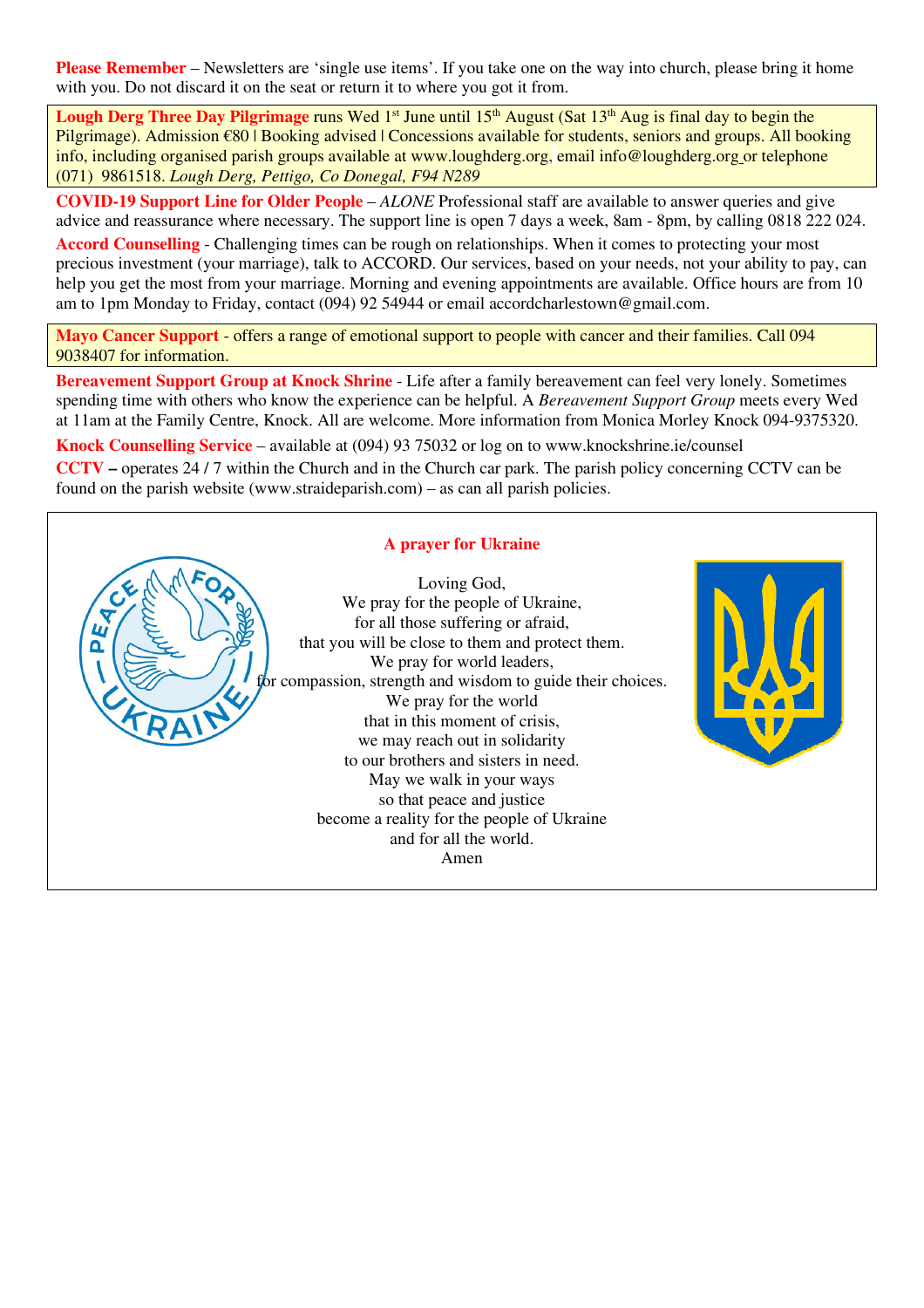**Please Remember** – Newsletters are 'single use items'. If you take one on the way into church, please bring it home with you. Do not discard it on the seat or return it to where you got it from.

**Lough Derg Three Day Pilgrimage** runs Wed 1st June until 15th August (Sat 13th Aug is final day to begin the Pilgrimage). Admission €80 | Booking advised | Concessions available for students, seniors and groups. All booking info, including organised parish groups available at www.loughderg.org, email info@loughderg.org or telephone (071) 9861518. *Lough Derg, Pettigo, Co Donegal, F94 N289*

**COVID-19 Support Line for Older People** – *ALONE* Professional staff are available to answer queries and give advice and reassurance where necessary. The support line is open 7 days a week, 8am - 8pm, by calling 0818 222 024.

**Accord Counselling** - Challenging times can be rough on relationships. When it comes to protecting your most precious investment (your marriage), talk to ACCORD. Our services, based on your needs, not your ability to pay, can help you get the most from your marriage. Morning and evening appointments are available. Office hours are from 10 am to 1pm Monday to Friday, contact (094) 92 54944 or email accordcharlestown@gmail.com.

**Mayo Cancer Support** - offers a range of emotional support to people with cancer and their families. Call 094 9038407 for information.

**Bereavement Support Group at Knock Shrine** - Life after a family bereavement can feel very lonely. Sometimes spending time with others who know the experience can be helpful. A *Bereavement Support Group* meets every Wed at 11am at the Family Centre, Knock. All are welcome. More information from Monica Morley Knock 094-9375320.

**Knock Counselling Service** – available at (094) 93 75032 or log on to www.knockshrine.ie/counsel

**CCTV –** operates 24 / 7 within the Church and in the Church car park. The parish policy concerning CCTV can be found on the parish website (www.straideparish.com) – as can all parish policies.

**A prayer for Ukraine**

Loving God,
We pray for the people of Ukraine,
for all those suffering or afraid,
that you will be close to them and protect them.
We pray for world leaders,
for compassion, strength and wisdom to guide their choices.
We pray for the world
that in this moment of crisis,
we may reach out in solidarity
to our brothers and sisters in need.
May we walk in your ways
so that peace and justice
become a reality for the people of Ukraine
and for all the world.
Amen